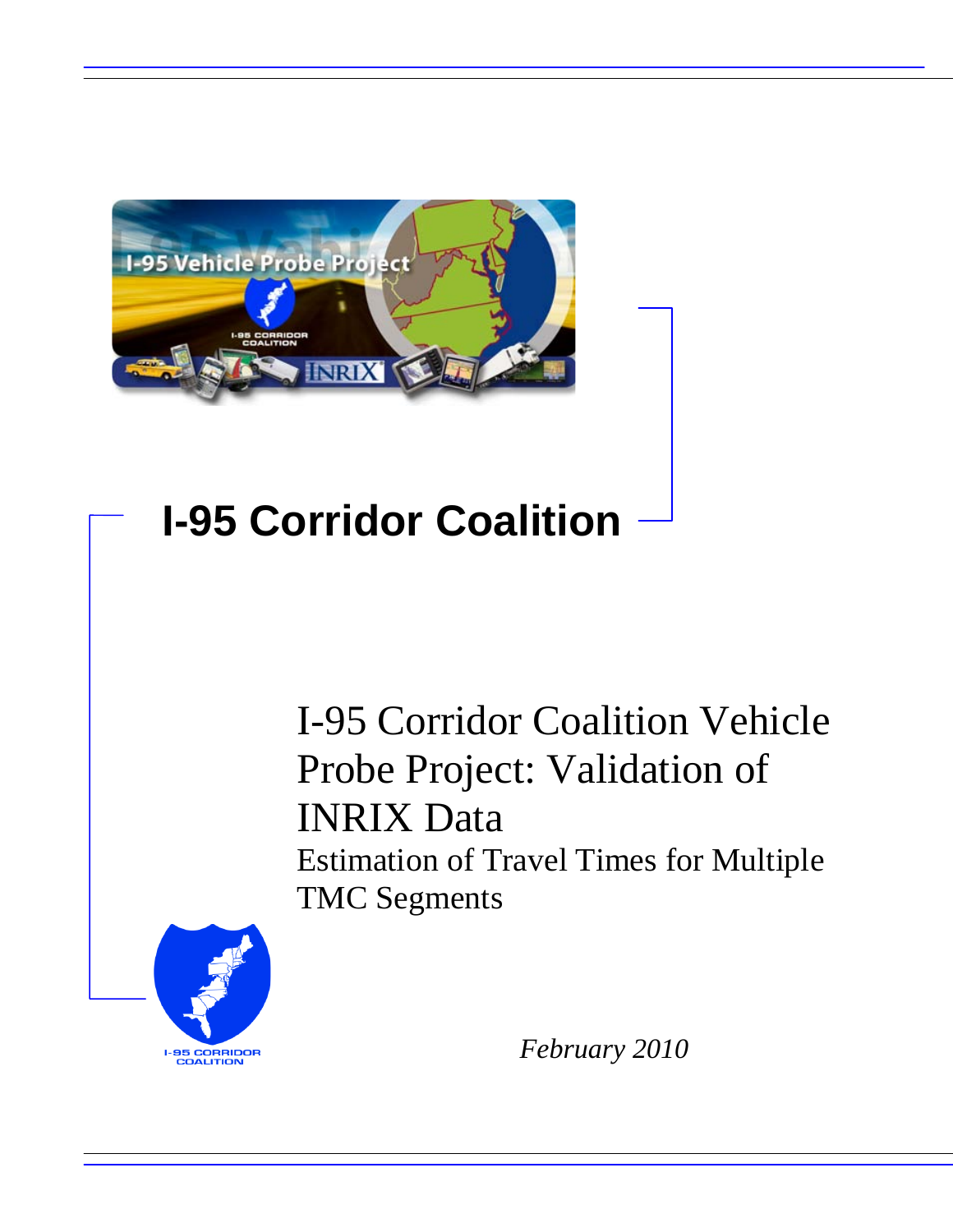# I-95 Corridor Coalition

## I-95 Corridor Coalition Vehicle Probe Project: Validation of INRIX Data

### Estimation of Travel Times for Multiple TMC Segments

*February 2010*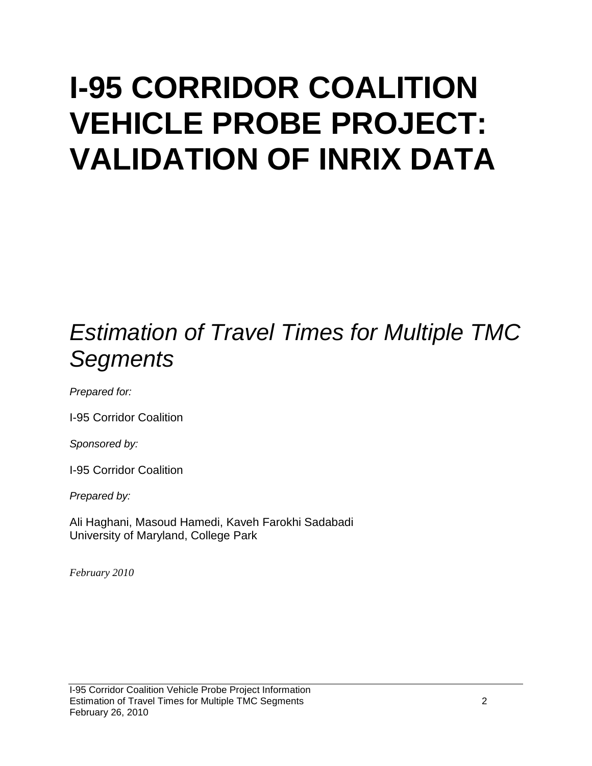# I-95 CORRIDOR COALITION VEHICLE PROBE PROJECT: VALIDATION OF INRIX DATA

## *Estimation of Travel Times for Multiple TMC Segments*

*Prepared for:*

I-95 Corridor Coalition

*Sponsored by:*

I-95 Corridor Coalition

*Prepared by:*

Ali Haghani, Masoud Hamedi, Kaveh Farokhi Sadabadi
University of Maryland, College Park

*February 2010*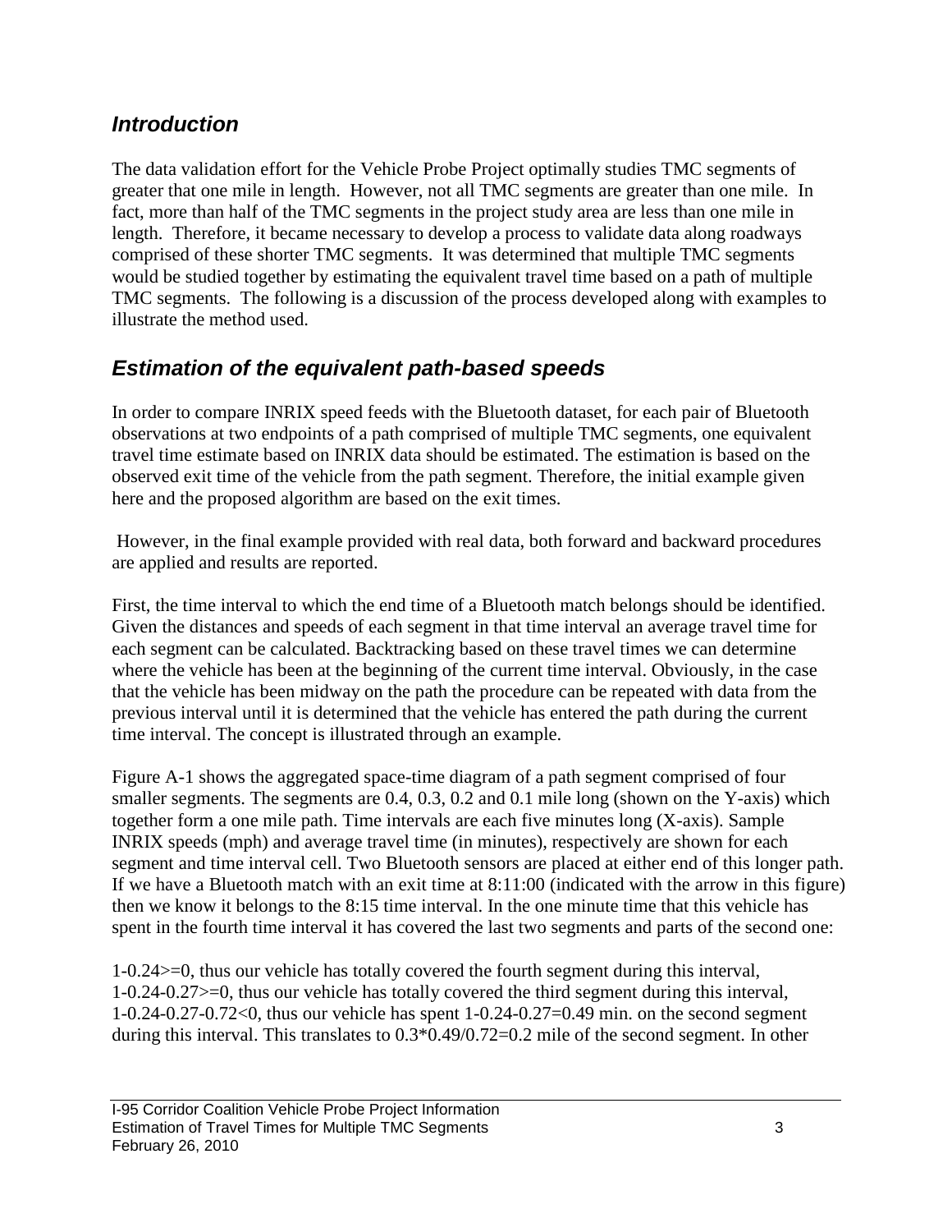## *Introduction*

The data validation effort for the Vehicle Probe Project optimally studies TMC segments of greater that one mile in length. However, not all TMC segments are greater than one mile. In fact, more than half of the TMC segments in the project study area are less than one mile in length. Therefore, it became necessary to develop a process to validate data along roadways comprised of these shorter TMC segments. It was determined that multiple TMC segments would be studied together by estimating the equivalent travel time based on a path of multiple TMC segments. The following is a discussion of the process developed along with examples to illustrate the method used.

## *Estimation of the equivalent path-based speeds*

In order to compare INRIX speed feeds with the Bluetooth dataset, for each pair of Bluetooth observations at two endpoints of a path comprised of multiple TMC segments, one equivalent travel time estimate based on INRIX data should be estimated. The estimation is based on the observed exit time of the vehicle from the path segment. Therefore, the initial example given here and the proposed algorithm are based on the exit times.

However, in the final example provided with real data, both forward and backward procedures are applied and results are reported.

First, the time interval to which the end time of a Bluetooth match belongs should be identified. Given the distances and speeds of each segment in that time interval an average travel time for each segment can be calculated. Backtracking based on these travel times we can determine where the vehicle has been at the beginning of the current time interval. Obviously, in the case that the vehicle has been midway on the path the procedure can be repeated with data from the previous interval until it is determined that the vehicle has entered the path during the current time interval. The concept is illustrated through an example.

Figure A-1 shows the aggregated space-time diagram of a path segment comprised of four smaller segments. The segments are 0.4, 0.3, 0.2 and 0.1 mile long (shown on the Y-axis) which together form a one mile path. Time intervals are each five minutes long (X-axis). Sample INRIX speeds (mph) and average travel time (in minutes), respectively are shown for each segment and time interval cell. Two Bluetooth sensors are placed at either end of this longer path. If we have a Bluetooth match with an exit time at 8:11:00 (indicated with the arrow in this figure) then we know it belongs to the 8:15 time interval. In the one minute time that this vehicle has spent in the fourth time interval it has covered the last two segments and parts of the second one:

$1-0.24>=0$, thus our vehicle has totally covered the fourth segment during this interval,
$1-0.24-0.27>=0$, thus our vehicle has totally covered the third segment during this interval,
$1-0.24-0.27-0.72<0$, thus our vehicle has spent $1-0.24-0.27=0.49$ min. on the second segment during this interval. This translates to $0.3*0.49/0.72=0.2$ mile of the second segment. In other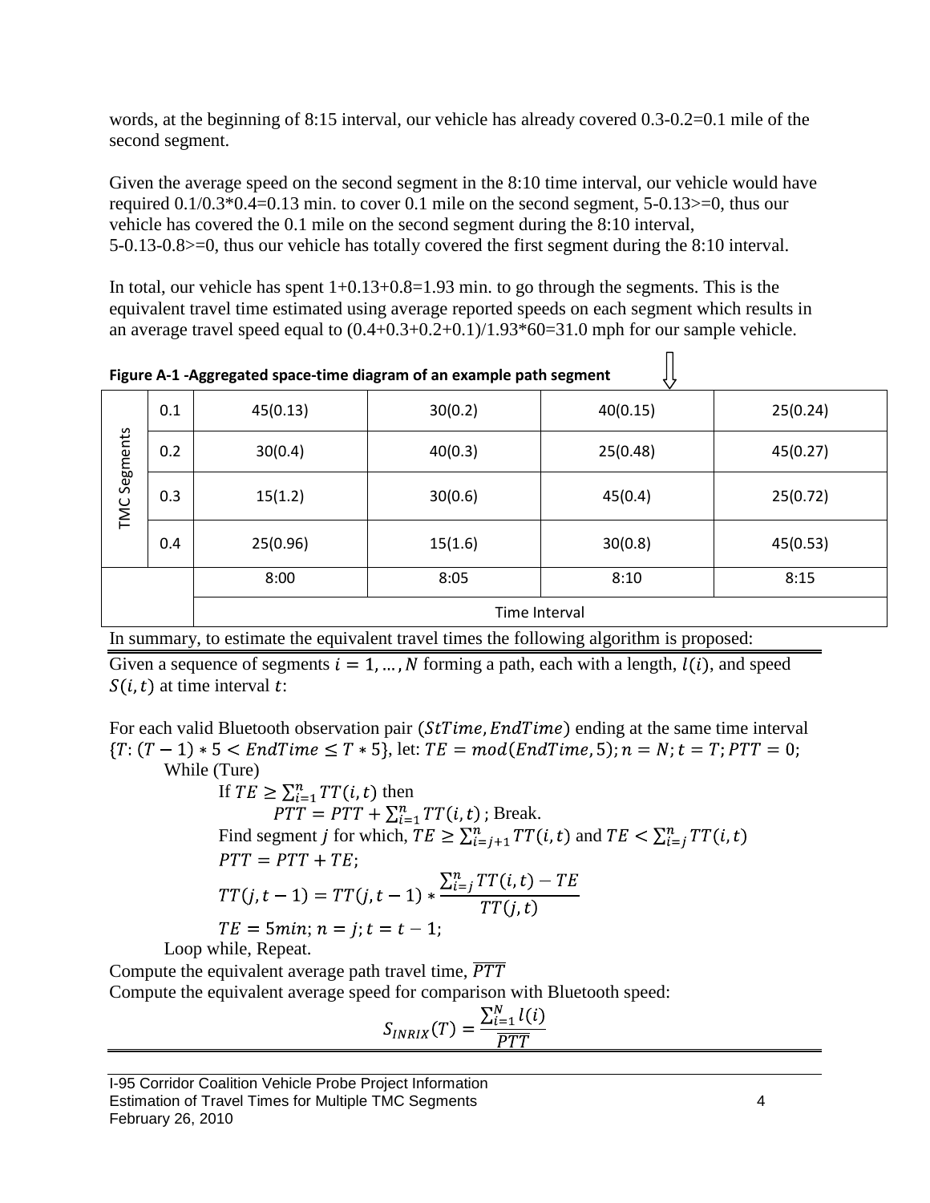words, at the beginning of 8:15 interval, our vehicle has already covered 0.3-0.2=0.1 mile of the second segment.

Given the average speed on the second segment in the 8:10 time interval, our vehicle would have required 0.1/0.3*0.4=0.13 min. to cover 0.1 mile on the second segment, 5-0.13>=0, thus our vehicle has covered the 0.1 mile on the second segment during the 8:10 interval, 5-0.13-0.8>=0, thus our vehicle has totally covered the first segment during the 8:10 interval.

In total, our vehicle has spent 1+0.13+0.8=1.93 min. to go through the segments. This is the equivalent travel time estimated using average reported speeds on each segment which results in an average travel speed equal to (0.4+0.3+0.2+0.1)/1.93*60=31.0 mph for our sample vehicle.

**Figure A-1 -Aggregated space-time diagram of an example path segment**

| TMC Segments | | | | | |
|---|---|---|---|---|---|
| | 0.1 | 45(0.13) | 30(0.2) | 40(0.15) | 25(0.24) |
| | 0.2 | 30(0.4) | 40(0.3) | 25(0.48) | 45(0.27) |
| | 0.3 | 15(1.2) | 30(0.6) | 45(0.4) | 25(0.72) |
| | 0.4 | 25(0.96) | 15(1.6) | 30(0.8) | 45(0.53) |
| | | 8:00 | 8:05 | 8:10 | 8:15 |
| | | Time Interval | | | |

In summary, to estimate the equivalent travel times the following algorithm is proposed:

Given a sequence of segments $i = 1, \dots, N$ forming a path, each with a length, $l(i)$, and speed $S(i,t)$ at time interval $t$:

For each valid Bluetooth observation pair $(StTime, EndTime)$ ending at the same time interval $\{T: (T-1)*5 < EndTime \leq T*5\}$, let: $TE = mod(EndTime, 5); n = N; t = T; PTT = 0;$

While (Ture)

If $TE \geq \sum_{i=1}^{n} TT(i,t)$ then

$PTT = PTT + \sum_{i=1}^{n} TT(i,t)$ ; Break.

Find segment $j$ for which, $TE \geq \sum_{i=j+1}^{n} TT(i,t)$ and $TE < \sum_{i=j}^{n} TT(i,t)$

$PTT = PTT + TE;$

$$TT(j,t-1) = TT(j,t-1) * \frac{\sum_{i=j}^{n} TT(i,t) - TE}{TT(j,t)}$$

$TE = 5min; n = j; t = t - 1;$

Loop while, Repeat.

Compute the equivalent average path travel time, $\overline{PTT}$

Compute the equivalent average speed for comparison with Bluetooth speed:

$$S_{INRIX}(T) = \frac{\sum_{i=1}^{N} l(i)}{\overline{PTT}}$$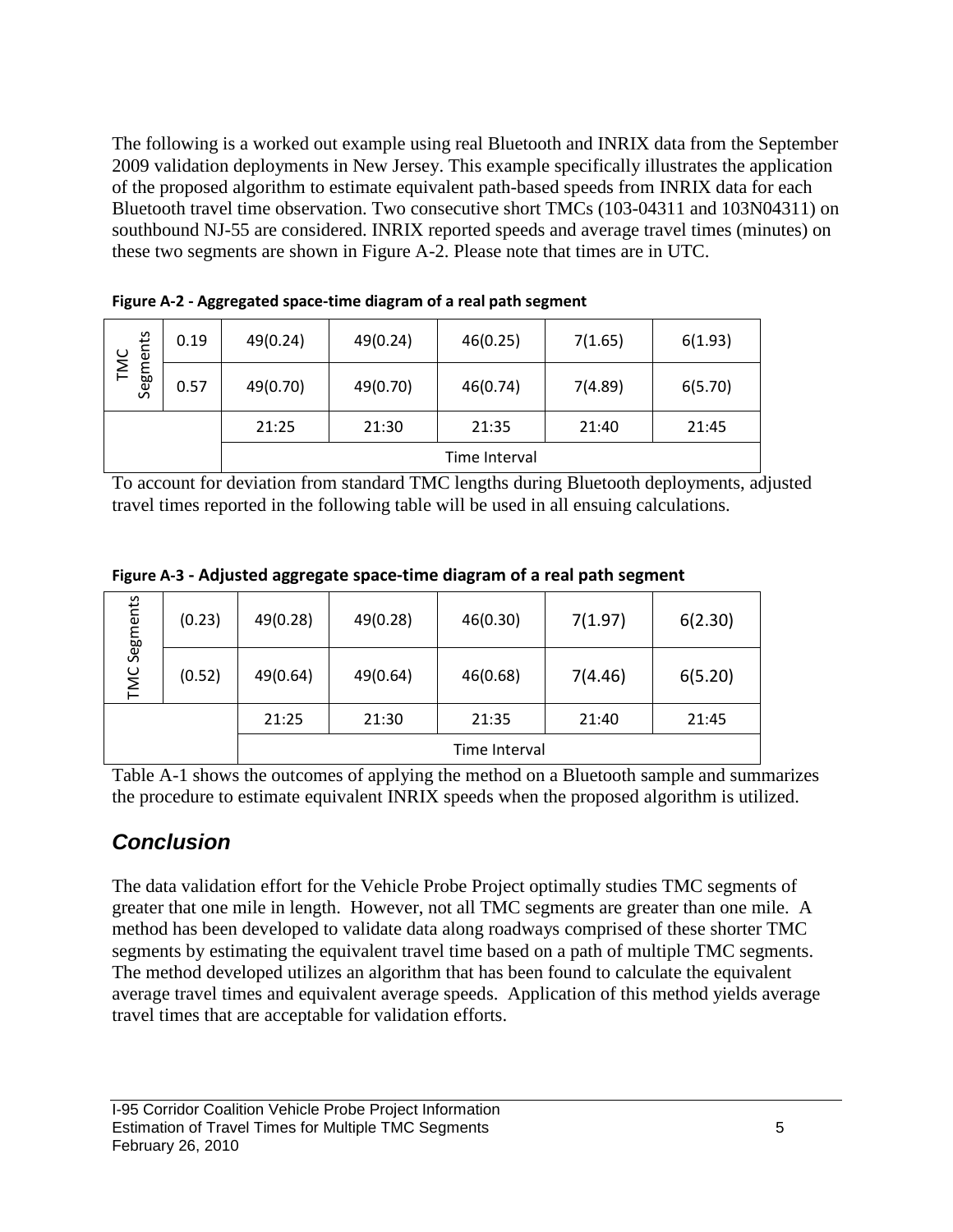The following is a worked out example using real Bluetooth and INRIX data from the September 2009 validation deployments in New Jersey. This example specifically illustrates the application of the proposed algorithm to estimate equivalent path-based speeds from INRIX data for each Bluetooth travel time observation. Two consecutive short TMCs (103-04311 and 103N04311) on southbound NJ-55 are considered. INRIX reported speeds and average travel times (minutes) on these two segments are shown in Figure A-2. Please note that times are in UTC.

**Figure A-2 - Aggregated space-time diagram of a real path segment**

| TMC Segments | | | | | | |
|---|---|---|---|---|---|---|
| | 0.19 | 49(0.24) | 49(0.24) | 46(0.25) | 7(1.65) | 6(1.93) |
| | 0.57 | 49(0.70) | 49(0.70) | 46(0.74) | 7(4.89) | 6(5.70) |
| | | 21:25 | 21:30 | 21:35 | 21:40 | 21:45 |
| | | Time Interval | | | | |

To account for deviation from standard TMC lengths during Bluetooth deployments, adjusted travel times reported in the following table will be used in all ensuing calculations.

**Figure A-3 - Adjusted aggregate space-time diagram of a real path segment**

| TMC Segments | | | | | | |
|---|---|---|---|---|---|---|
| | (0.23) | 49(0.28) | 49(0.28) | 46(0.30) | 7(1.97) | 6(2.30) |
| | (0.52) | 49(0.64) | 49(0.64) | 46(0.68) | 7(4.46) | 6(5.20) |
| | | 21:25 | 21:30 | 21:35 | 21:40 | 21:45 |
| | | Time Interval | | | | |

Table A-1 shows the outcomes of applying the method on a Bluetooth sample and summarizes the procedure to estimate equivalent INRIX speeds when the proposed algorithm is utilized.

## *Conclusion*

The data validation effort for the Vehicle Probe Project optimally studies TMC segments of greater that one mile in length. However, not all TMC segments are greater than one mile. A method has been developed to validate data along roadways comprised of these shorter TMC segments by estimating the equivalent travel time based on a path of multiple TMC segments. The method developed utilizes an algorithm that has been found to calculate the equivalent average travel times and equivalent average speeds. Application of this method yields average travel times that are acceptable for validation efforts.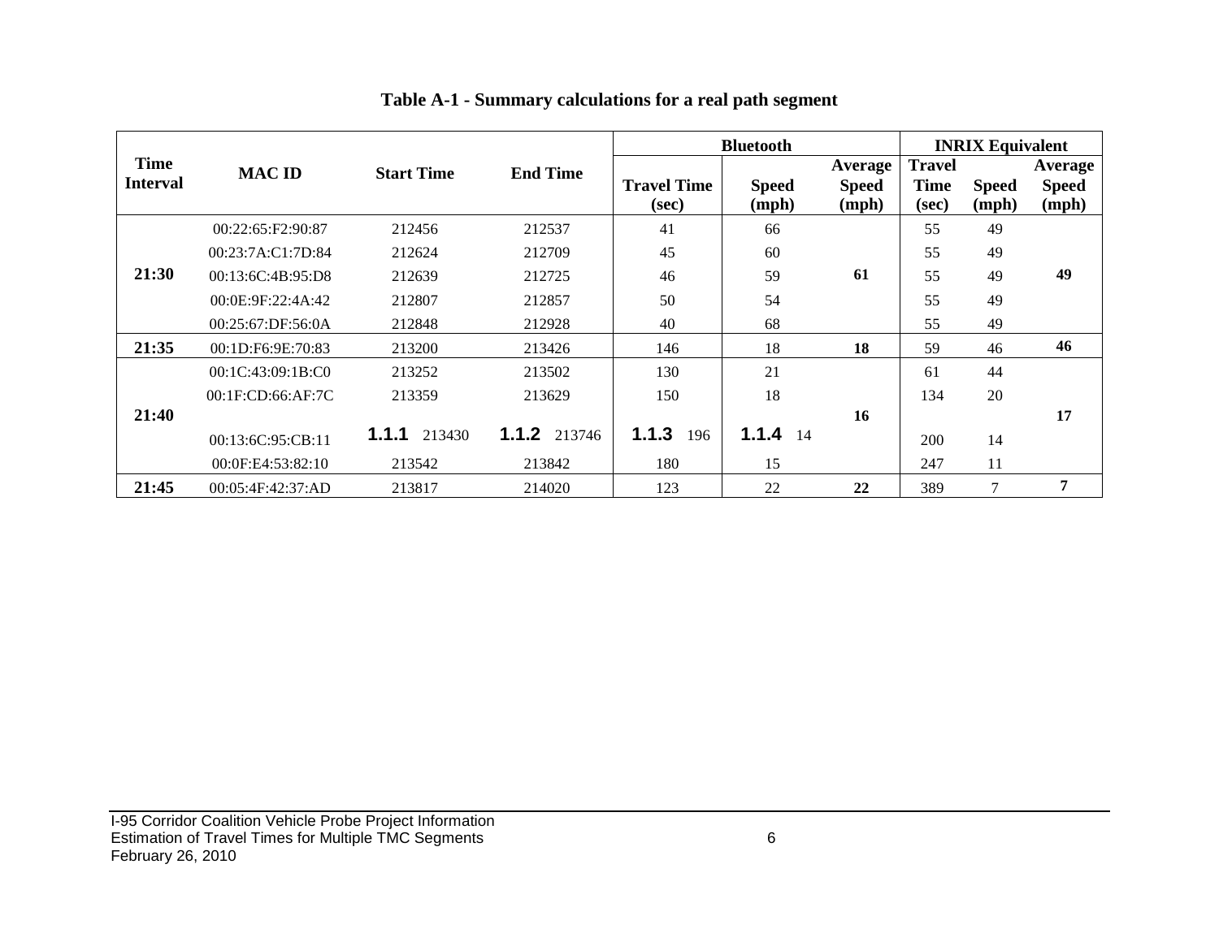**Table A-1 - Summary calculations for a real path segment**

| Time Interval | MAC ID | Start Time | End Time | Bluetooth | | | INRIX Equivalent | | |
|---|---|---|---|---|---|---|---|---|---|
| | | | | Travel Time (sec) | Speed (mph) | Average Speed (mph) | Travel Time (sec) | Speed (mph) | Average Speed (mph) |
| **21:30** | 00:22:65:F2:90:87 | 212456 | 212537 | 41 | 66 | **61** | 55 | 49 | **49** |
| | 00:23:7A:C1:7D:84 | 212624 | 212709 | 45 | 60 | | 55 | 49 | |
| | 00:13:6C:4B:95:D8 | 212639 | 212725 | 46 | 59 | | 55 | 49 | |
| | 00:0E:9F:22:4A:42 | 212807 | 212857 | 50 | 54 | | 55 | 49 | |
| | 00:25:67:DF:56:0A | 212848 | 212928 | 40 | 68 | | 55 | 49 | |
| **21:35** | 00:1D:F6:9E:70:83 | 213200 | 213426 | 146 | 18 | **18** | 59 | 46 | **46** |
| **21:40** | 00:1C:43:09:1B:C0 | 213252 | 213502 | 130 | 21 | **16** | 61 | 44 | **17** |
| | 00:1F:CD:66:AF:7C | 213359 | 213629 | 150 | 18 | | 134 | 20 | |
| | 00:13:6C:95:CB:11 | 1.1.1 213430 | 1.1.2 213746 | 1.1.3 196 | 1.1.4 14 | | 200 | 14 | |
| | 00:0F:E4:53:82:10 | 213542 | 213842 | 180 | 15 | | 247 | 11 | |
| **21:45** | 00:05:4F:42:37:AD | 213817 | 214020 | 123 | 22 | **22** | 389 | 7 | **7** |